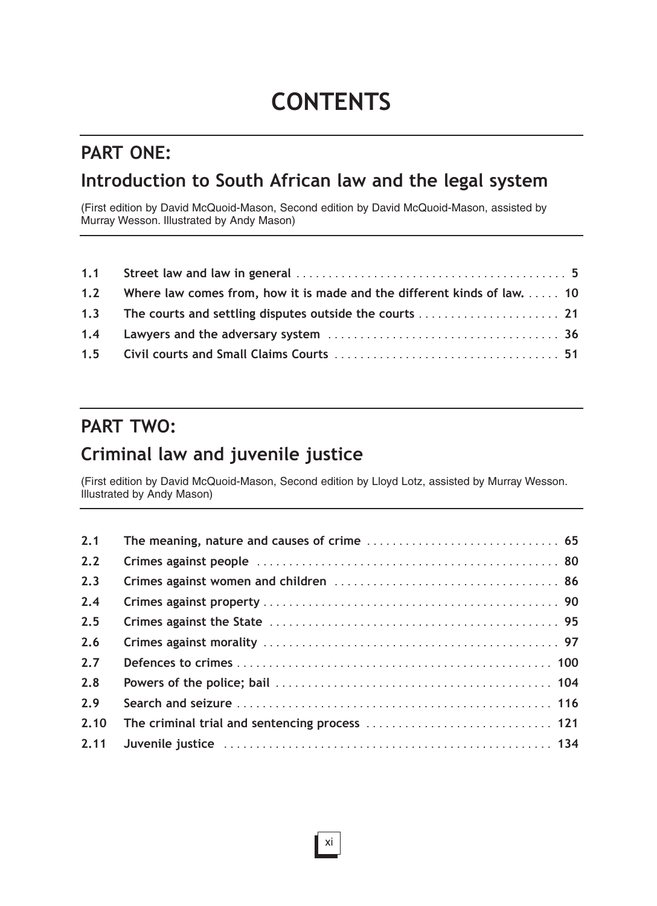# CONTENTS

## PART ONE:

## Introduction to South African law and the legal system

(First edition by David McQuoid-Mason, Second edition by David McQuoid-Mason, assisted by Murray Wesson. Illustrated by Andy Mason)

| | | |
|---|---|---|
| **1.1** | **Street law and law in general** | **5** |
| **1.2** | **Where law comes from, how it is made and the different kinds of law.** | **10** |
| **1.3** | **The courts and settling disputes outside the courts** | **21** |
| **1.4** | **Lawyers and the adversary system** | **36** |
| **1.5** | **Civil courts and Small Claims Courts** | **51** |

## PART TWO:

## Criminal law and juvenile justice

(First edition by David McQuoid-Mason, Second edition by Lloyd Lotz, assisted by Murray Wesson. Illustrated by Andy Mason)

| | | |
|---|---|---|
| **2.1** | **The meaning, nature and causes of crime** | **65** |
| **2.2** | **Crimes against people** | **80** |
| **2.3** | **Crimes against women and children** | **86** |
| **2.4** | **Crimes against property** | **90** |
| **2.5** | **Crimes against the State** | **95** |
| **2.6** | **Crimes against morality** | **97** |
| **2.7** | **Defences to crimes** | **100** |
| **2.8** | **Powers of the police; bail** | **104** |
| **2.9** | **Search and seizure** | **116** |
| **2.10** | **The criminal trial and sentencing process** | **121** |
| **2.11** | **Juvenile justice** | **134** |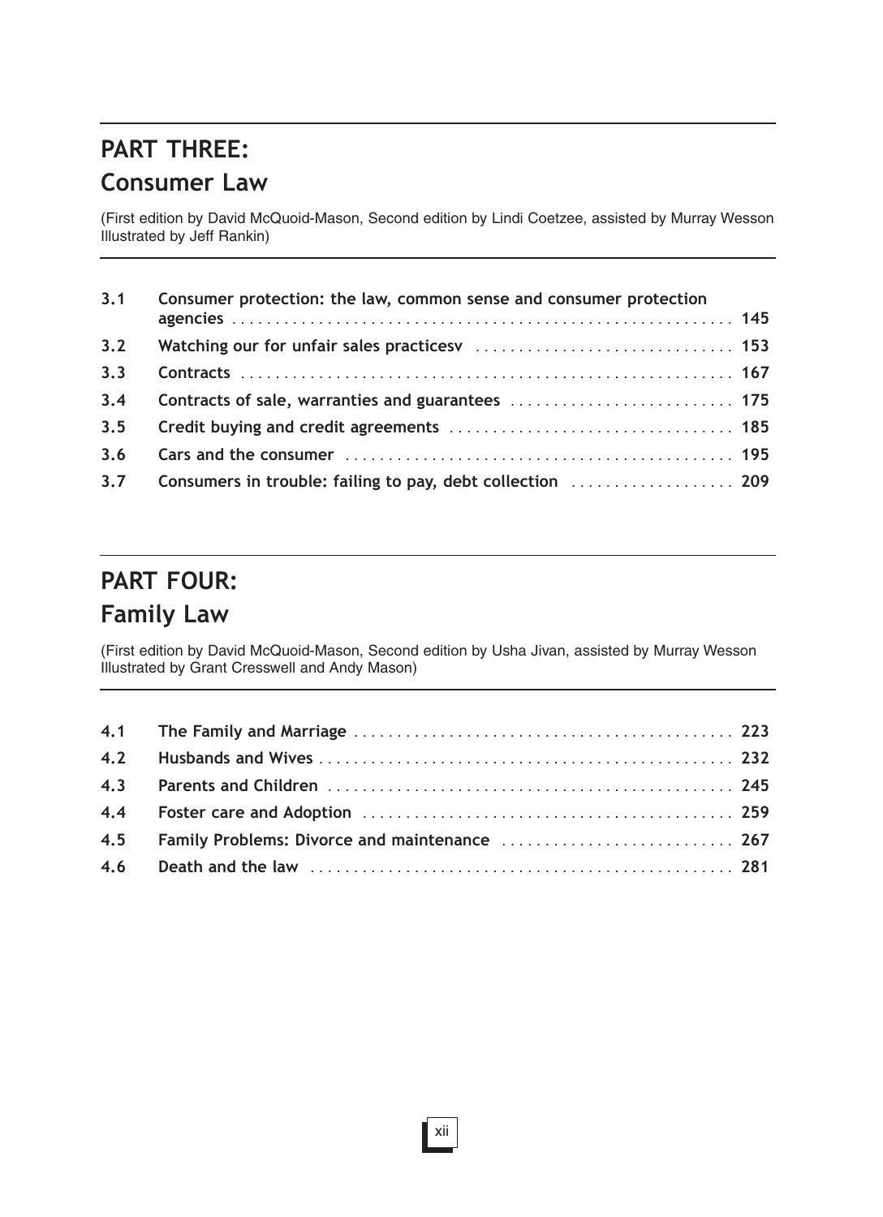## PART THREE:
## Consumer Law

(First edition by David McQuoid-Mason, Second edition by Lindi Coetzee, assisted by Murray Wesson Illustrated by Jeff Rankin)

| | | |
|---|---|---|
| 3.1 | **Consumer protection: the law, common sense and consumer protection agencies** | **145** |
| 3.2 | **Watching our for unfair sales practicesv** | **153** |
| 3.3 | **Contracts** | **167** |
| 3.4 | **Contracts of sale, warranties and guarantees** | **175** |
| 3.5 | **Credit buying and credit agreements** | **185** |
| 3.6 | **Cars and the consumer** | **195** |
| 3.7 | **Consumers in trouble: failing to pay, debt collection** | **209** |

## PART FOUR:
## Family Law

(First edition by David McQuoid-Mason, Second edition by Usha Jivan, assisted by Murray Wesson Illustrated by Grant Cresswell and Andy Mason)

| | | |
|---|---|---|
| 4.1 | **The Family and Marriage** | **223** |
| 4.2 | **Husbands and Wives** | **232** |
| 4.3 | **Parents and Children** | **245** |
| 4.4 | **Foster care and Adoption** | **259** |
| 4.5 | **Family Problems: Divorce and maintenance** | **267** |
| 4.6 | **Death and the law** | **281** |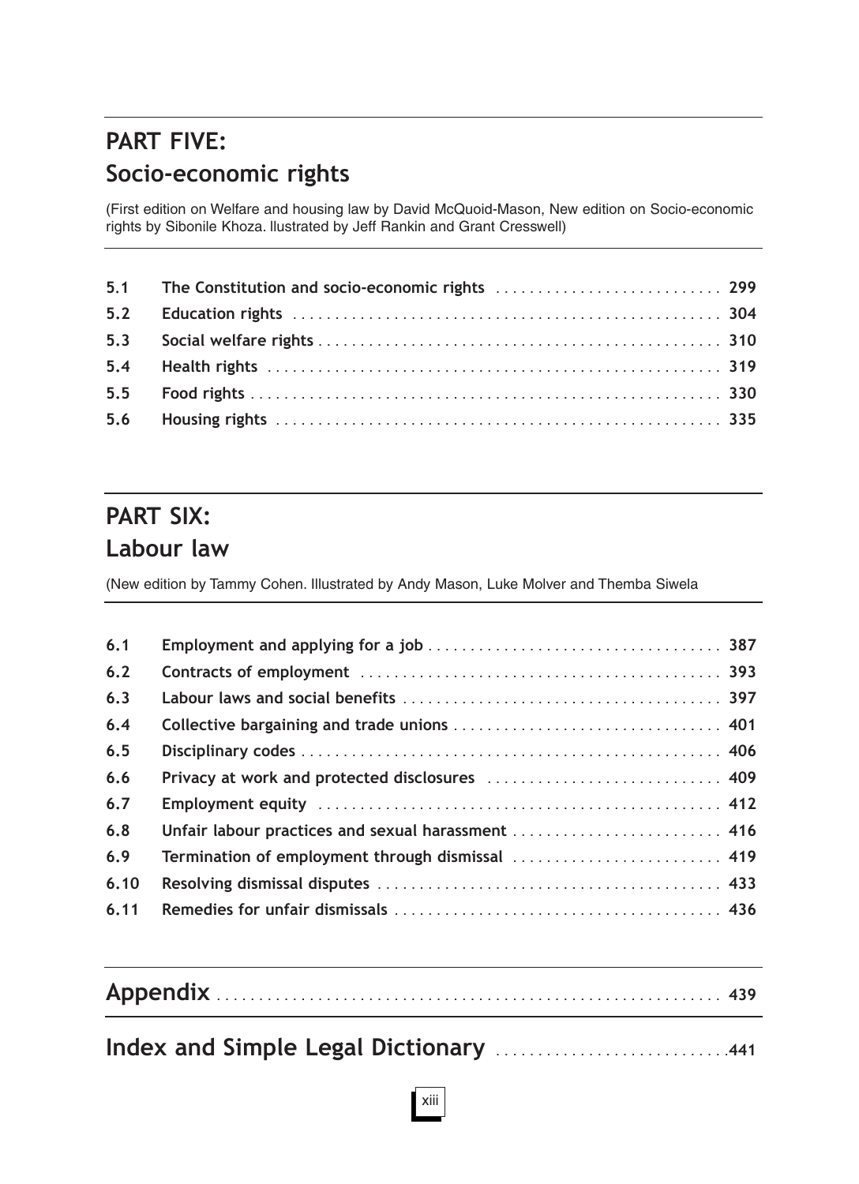# PART FIVE:
# Socio-economic rights

(First edition on Welfare and housing law by David McQuoid-Mason, New edition on Socio-economic rights by Sibonile Khoza. llustrated by Jeff Rankin and Grant Cresswell)

| | | |
|---|---|---|
| **5.1** | **The Constitution and socio-economic rights** | **299** |
| **5.2** | **Education rights** | **304** |
| **5.3** | **Social welfare rights** | **310** |
| **5.4** | **Health rights** | **319** |
| **5.5** | **Food rights** | **330** |
| **5.6** | **Housing rights** | **335** |

# PART SIX:
# Labour law

(New edition by Tammy Cohen. Illustrated by Andy Mason, Luke Molver and Themba Siwela

| | | |
|---|---|---|
| **6.1** | **Employment and applying for a job** | **387** |
| **6.2** | **Contracts of employment** | **393** |
| **6.3** | **Labour laws and social benefits** | **397** |
| **6.4** | **Collective bargaining and trade unions** | **401** |
| **6.5** | **Disciplinary codes** | **406** |
| **6.6** | **Privacy at work and protected disclosures** | **409** |
| **6.7** | **Employment equity** | **412** |
| **6.8** | **Unfair labour practices and sexual harassment** | **416** |
| **6.9** | **Termination of employment through dismissal** | **419** |
| **6.10** | **Resolving dismissal disputes** | **433** |
| **6.11** | **Remedies for unfair dismissals** | **436** |

# Appendix ........ 439

# Index and Simple Legal Dictionary ........ 441